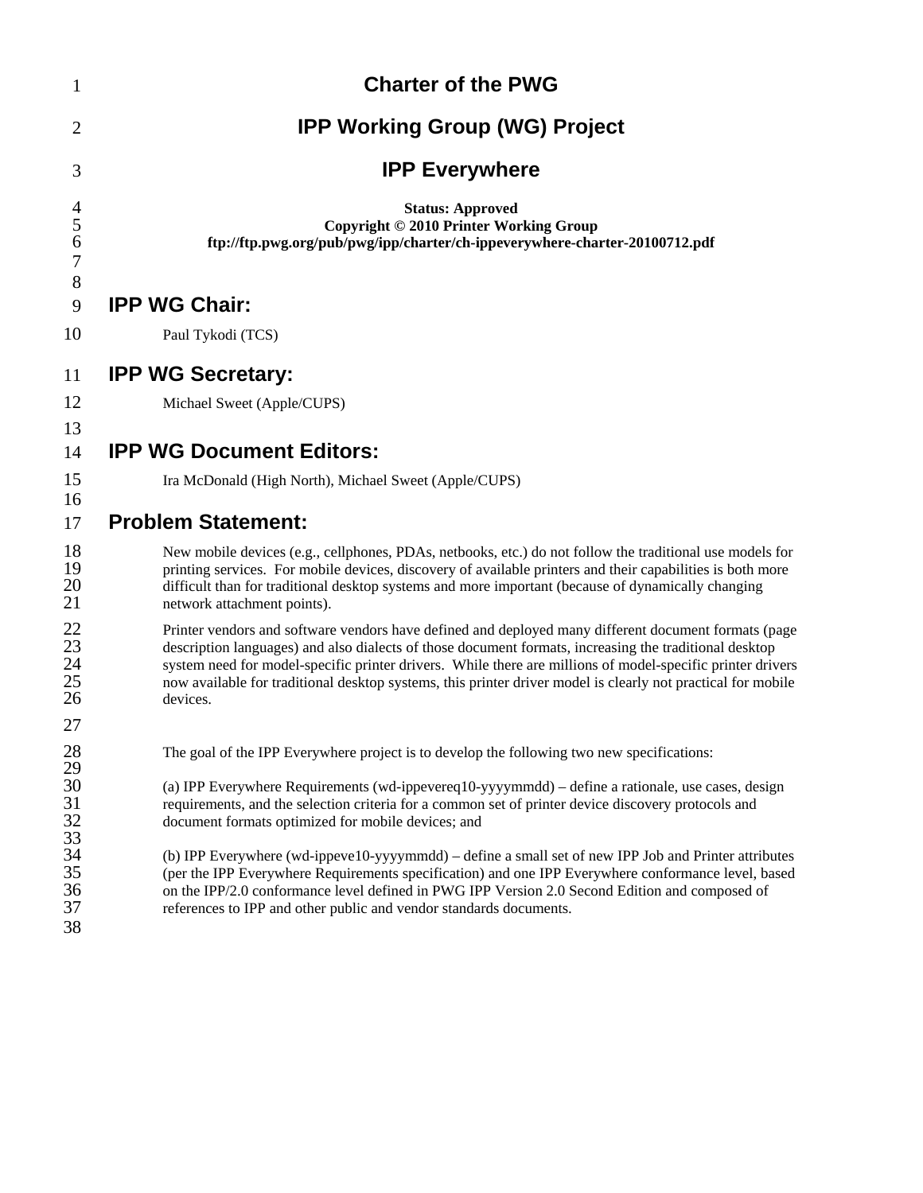# Charter of the PWG

# IPP Working Group (WG) Project

# IPP Everywhere

**Status: Approved**
**Copyright © 2010 Printer Working Group**
**ftp://ftp.pwg.org/pub/pwg/ipp/charter/ch-ippeverywhere-charter-20100712.pdf**

## IPP WG Chair:

Paul Tykodi (TCS)

## IPP WG Secretary:

Michael Sweet (Apple/CUPS)

## IPP WG Document Editors:

Ira McDonald (High North), Michael Sweet (Apple/CUPS)

## Problem Statement:

New mobile devices (e.g., cellphones, PDAs, netbooks, etc.) do not follow the traditional use models for printing services. For mobile devices, discovery of available printers and their capabilities is both more difficult than for traditional desktop systems and more important (because of dynamically changing network attachment points).

Printer vendors and software vendors have defined and deployed many different document formats (page description languages) and also dialects of those document formats, increasing the traditional desktop system need for model-specific printer drivers. While there are millions of model-specific printer drivers now available for traditional desktop systems, this printer driver model is clearly not practical for mobile devices.

The goal of the IPP Everywhere project is to develop the following two new specifications:

(a) IPP Everywhere Requirements (wd-ippevereq10-yyyymmdd) – define a rationale, use cases, design requirements, and the selection criteria for a common set of printer device discovery protocols and document formats optimized for mobile devices; and

(b) IPP Everywhere (wd-ippeve10-yyyymmdd) – define a small set of new IPP Job and Printer attributes (per the IPP Everywhere Requirements specification) and one IPP Everywhere conformance level, based on the IPP/2.0 conformance level defined in PWG IPP Version 2.0 Second Edition and composed of references to IPP and other public and vendor standards documents.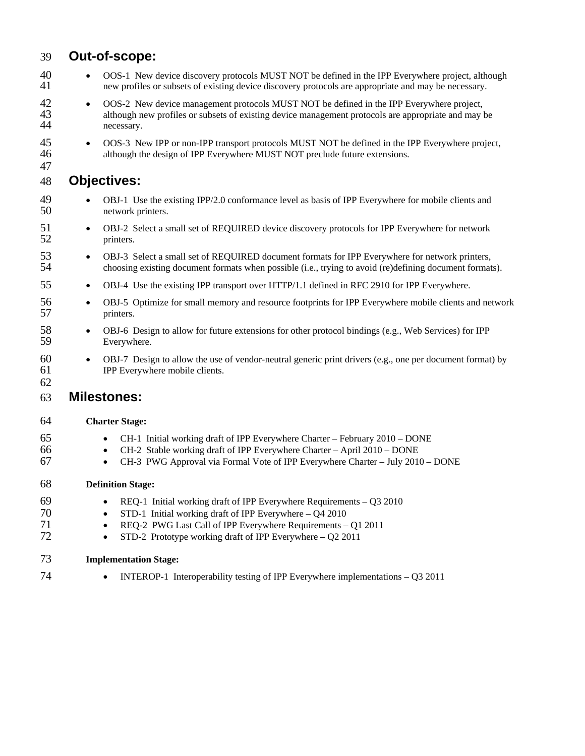## Out-of-scope:

- OOS-1 New device discovery protocols MUST NOT be defined in the IPP Everywhere project, although new profiles or subsets of existing device discovery protocols are appropriate and may be necessary.
- OOS-2 New device management protocols MUST NOT be defined in the IPP Everywhere project, although new profiles or subsets of existing device management protocols are appropriate and may be necessary.
- OOS-3 New IPP or non-IPP transport protocols MUST NOT be defined in the IPP Everywhere project, although the design of IPP Everywhere MUST NOT preclude future extensions.

## Objectives:

- OBJ-1 Use the existing IPP/2.0 conformance level as basis of IPP Everywhere for mobile clients and network printers.
- OBJ-2 Select a small set of REQUIRED device discovery protocols for IPP Everywhere for network printers.
- OBJ-3 Select a small set of REQUIRED document formats for IPP Everywhere for network printers, choosing existing document formats when possible (i.e., trying to avoid (re)defining document formats).
- OBJ-4 Use the existing IPP transport over HTTP/1.1 defined in RFC 2910 for IPP Everywhere.
- OBJ-5 Optimize for small memory and resource footprints for IPP Everywhere mobile clients and network printers.
- OBJ-6 Design to allow for future extensions for other protocol bindings (e.g., Web Services) for IPP Everywhere.
- OBJ-7 Design to allow the use of vendor-neutral generic print drivers (e.g., one per document format) by IPP Everywhere mobile clients.

## Milestones:

**Charter Stage:**

- CH-1 Initial working draft of IPP Everywhere Charter – February 2010 – DONE
- CH-2 Stable working draft of IPP Everywhere Charter – April 2010 – DONE
- CH-3 PWG Approval via Formal Vote of IPP Everywhere Charter – July 2010 – DONE

**Definition Stage:**

- REQ-1 Initial working draft of IPP Everywhere Requirements – Q3 2010
- STD-1 Initial working draft of IPP Everywhere – Q4 2010
- REQ-2 PWG Last Call of IPP Everywhere Requirements – Q1 2011
- STD-2 Prototype working draft of IPP Everywhere – Q2 2011

**Implementation Stage:**

- INTEROP-1 Interoperability testing of IPP Everywhere implementations – Q3 2011